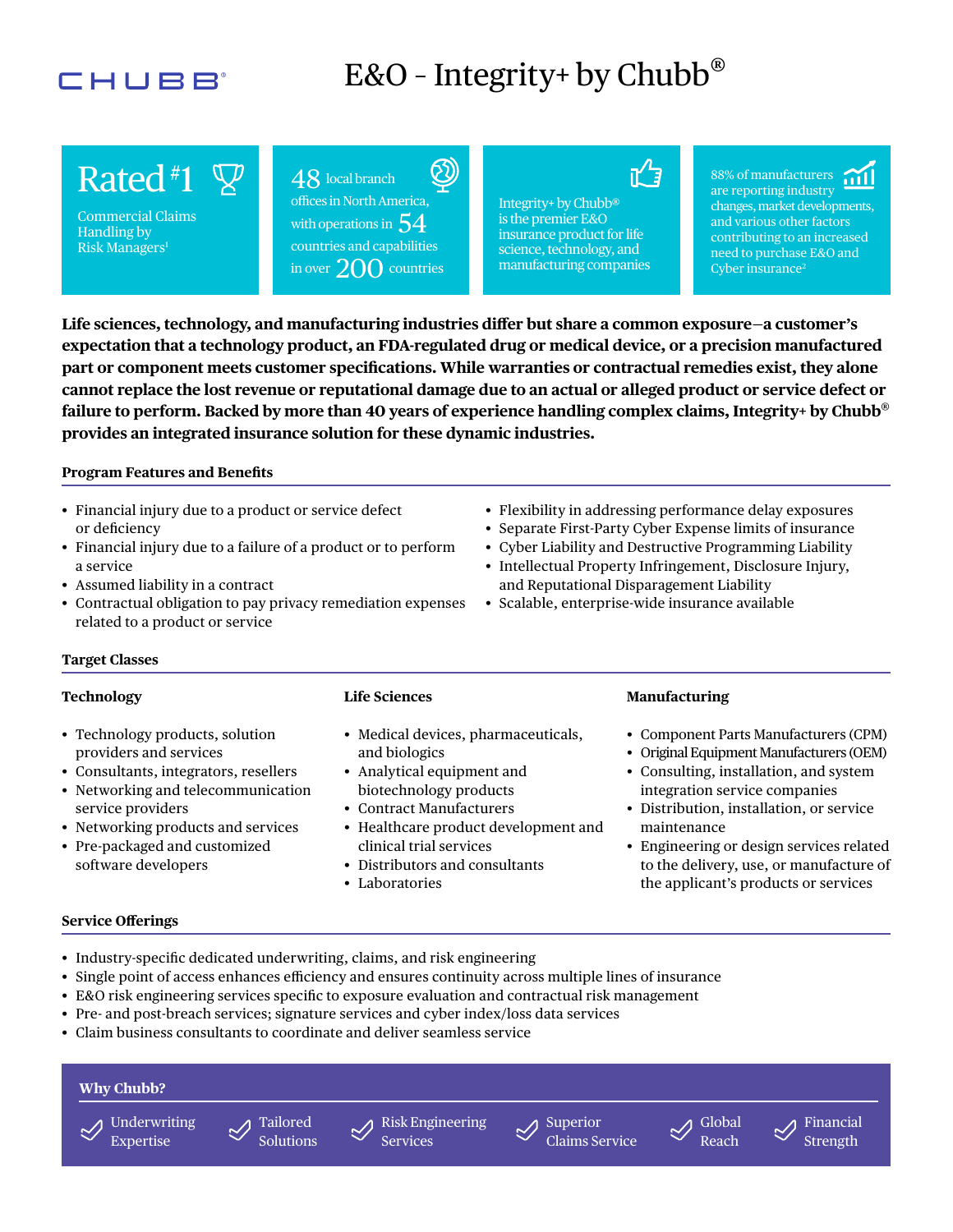CHUBB®

# E&O - Integrity+ by Chubb®

**Rated #1**
Commercial Claims Handling by Risk Managers[1]

**48** local branch offices in North America, with operations in **54** countries and capabilities in over **200** countries

Integrity+ by Chubb® is the premier E&O insurance product for life science, technology, and manufacturing companies

88% of manufacturers are reporting industry changes, market developments, and various other factors contributing to an increased need to purchase E&O and Cyber insurance[2]

**Life sciences, technology, and manufacturing industries differ but share a common exposure—a customer's expectation that a technology product, an FDA-regulated drug or medical device, or a precision manufactured part or component meets customer specifications. While warranties or contractual remedies exist, they alone cannot replace the lost revenue or reputational damage due to an actual or alleged product or service defect or failure to perform. Backed by more than 40 years of experience handling complex claims, Integrity+ by Chubb® provides an integrated insurance solution for these dynamic industries.**

## Program Features and Benefits

- Financial injury due to a product or service defect or deficiency
- Financial injury due to a failure of a product or to perform a service
- Assumed liability in a contract
- Contractual obligation to pay privacy remediation expenses related to a product or service
- Flexibility in addressing performance delay exposures
- Separate First-Party Cyber Expense limits of insurance
- Cyber Liability and Destructive Programming Liability
- Intellectual Property Infringement, Disclosure Injury, and Reputational Disparagement Liability
- Scalable, enterprise-wide insurance available

## Target Classes

### Technology

- Technology products, solution providers and services
- Consultants, integrators, resellers
- Networking and telecommunication service providers
- Networking products and services
- Pre-packaged and customized software developers

### Life Sciences

- Medical devices, pharmaceuticals, and biologics
- Analytical equipment and biotechnology products
- Contract Manufacturers
- Healthcare product development and clinical trial services
- Distributors and consultants
- Laboratories

### Manufacturing

- Component Parts Manufacturers (CPM)
- Original Equipment Manufacturers (OEM)
- Consulting, installation, and system integration service companies
- Distribution, installation, or service maintenance
- Engineering or design services related to the delivery, use, or manufacture of the applicant's products or services

## Service Offerings

- Industry-specific dedicated underwriting, claims, and risk engineering
- Single point of access enhances efficiency and ensures continuity across multiple lines of insurance
- E&O risk engineering services specific to exposure evaluation and contractual risk management
- Pre- and post-breach services; signature services and cyber index/loss data services
- Claim business consultants to coordinate and deliver seamless service

## Why Chubb?

- Underwriting Expertise
- Tailored Solutions
- Risk Engineering Services
- Superior Claims Service
- Global Reach
- Financial Strength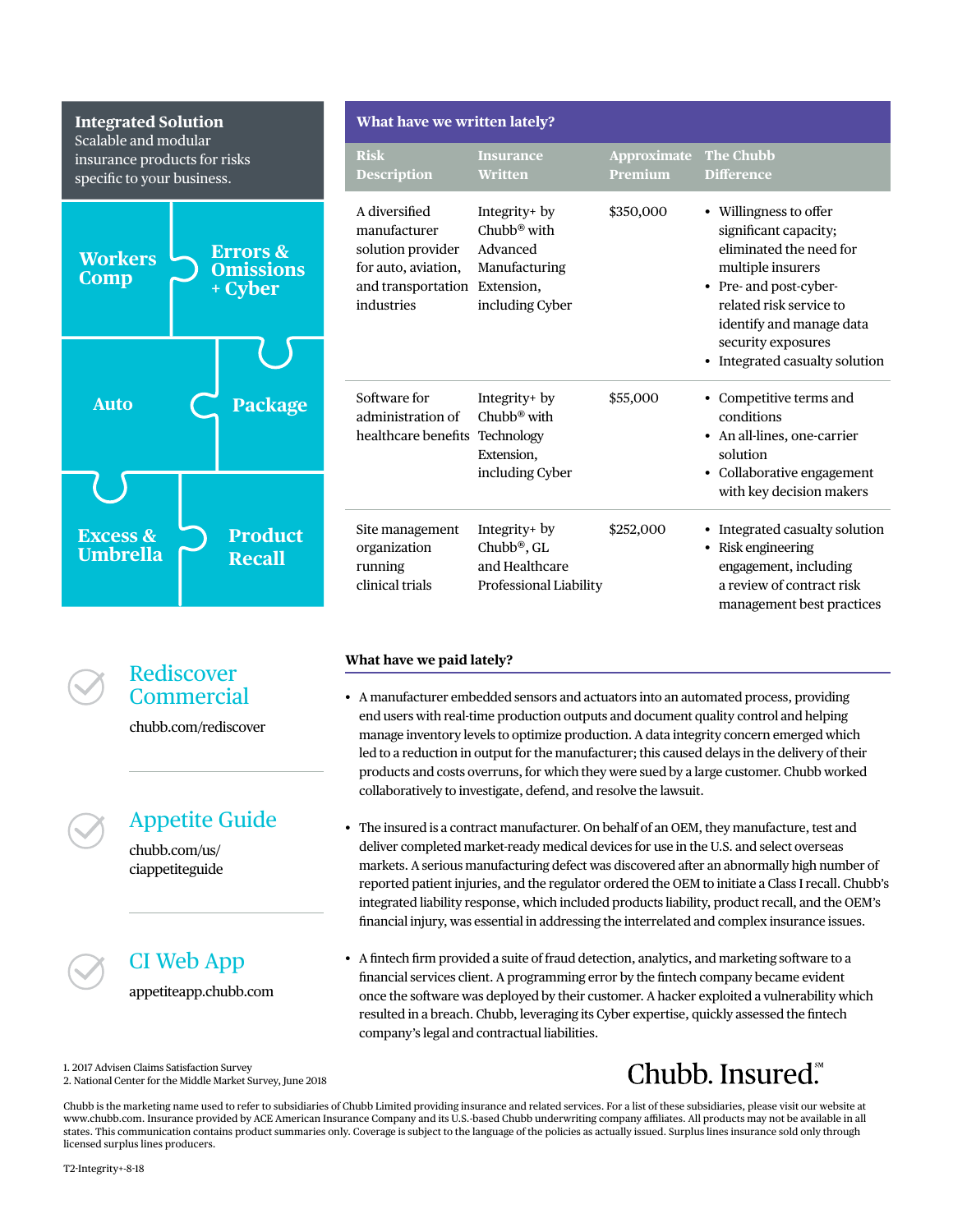**Integrated Solution**
Scalable and modular insurance products for risks specific to your business.

Workers Comp

Errors & Omissions + Cyber

Auto

Package

Excess & Umbrella

Product Recall

## What have we written lately?

| Risk Description | Insurance Written | Approximate Premium | The Chubb Difference |
|---|---|---|---|
| A diversified manufacturer solution provider for auto, aviation, and transportation industries | Integrity+ by Chubb® with Advanced Manufacturing Extension, including Cyber | $350,000 | • Willingness to offer significant capacity; eliminated the need for multiple insurers<br>• Pre- and post-cyber-related risk service to identify and manage data security exposures<br>• Integrated casualty solution |
| Software for administration of healthcare benefits | Integrity+ by Chubb® with Technology Extension, including Cyber | $55,000 | • Competitive terms and conditions<br>• An all-lines, one-carrier solution<br>• Collaborative engagement with key decision makers |
| Site management organization running clinical trials | Integrity+ by Chubb®, GL and Healthcare Professional Liability | $252,000 | • Integrated casualty solution<br>• Risk engineering engagement, including a review of contract risk management best practices |

## What have we paid lately?

- A manufacturer embedded sensors and actuators into an automated process, providing end users with real-time production outputs and document quality control and helping manage inventory levels to optimize production. A data integrity concern emerged which led to a reduction in output for the manufacturer; this caused delays in the delivery of their products and costs overruns, for which they were sued by a large customer. Chubb worked collaboratively to investigate, defend, and resolve the lawsuit.
- The insured is a contract manufacturer. On behalf of an OEM, they manufacture, test and deliver completed market-ready medical devices for use in the U.S. and select overseas markets. A serious manufacturing defect was discovered after an abnormally high number of reported patient injuries, and the regulator ordered the OEM to initiate a Class I recall. Chubb's integrated liability response, which included products liability, product recall, and the OEM's financial injury, was essential in addressing the interrelated and complex insurance issues.
- A fintech firm provided a suite of fraud detection, analytics, and marketing software to a financial services client. A programming error by the fintech company became evident once the software was deployed by their customer. A hacker exploited a vulnerability which resulted in a breach. Chubb, leveraging its Cyber expertise, quickly assessed the fintech company's legal and contractual liabilities.

### Rediscover Commercial

chubb.com/rediscover

### Appetite Guide

chubb.com/us/ciappetiteguide

### CI Web App

appetiteapp.chubb.com

1. 2017 Advisen Claims Satisfaction Survey
2. National Center for the Middle Market Survey, June 2018

Chubb. Insured.℠

Chubb is the marketing name used to refer to subsidiaries of Chubb Limited providing insurance and related services. For a list of these subsidiaries, please visit our website at www.chubb.com. Insurance provided by ACE American Insurance Company and its U.S.-based Chubb underwriting company affiliates. All products may not be available in all states. This communication contains product summaries only. Coverage is subject to the language of the policies as actually issued. Surplus lines insurance sold only through licensed surplus lines producers.

T2-Integrity+-8-18